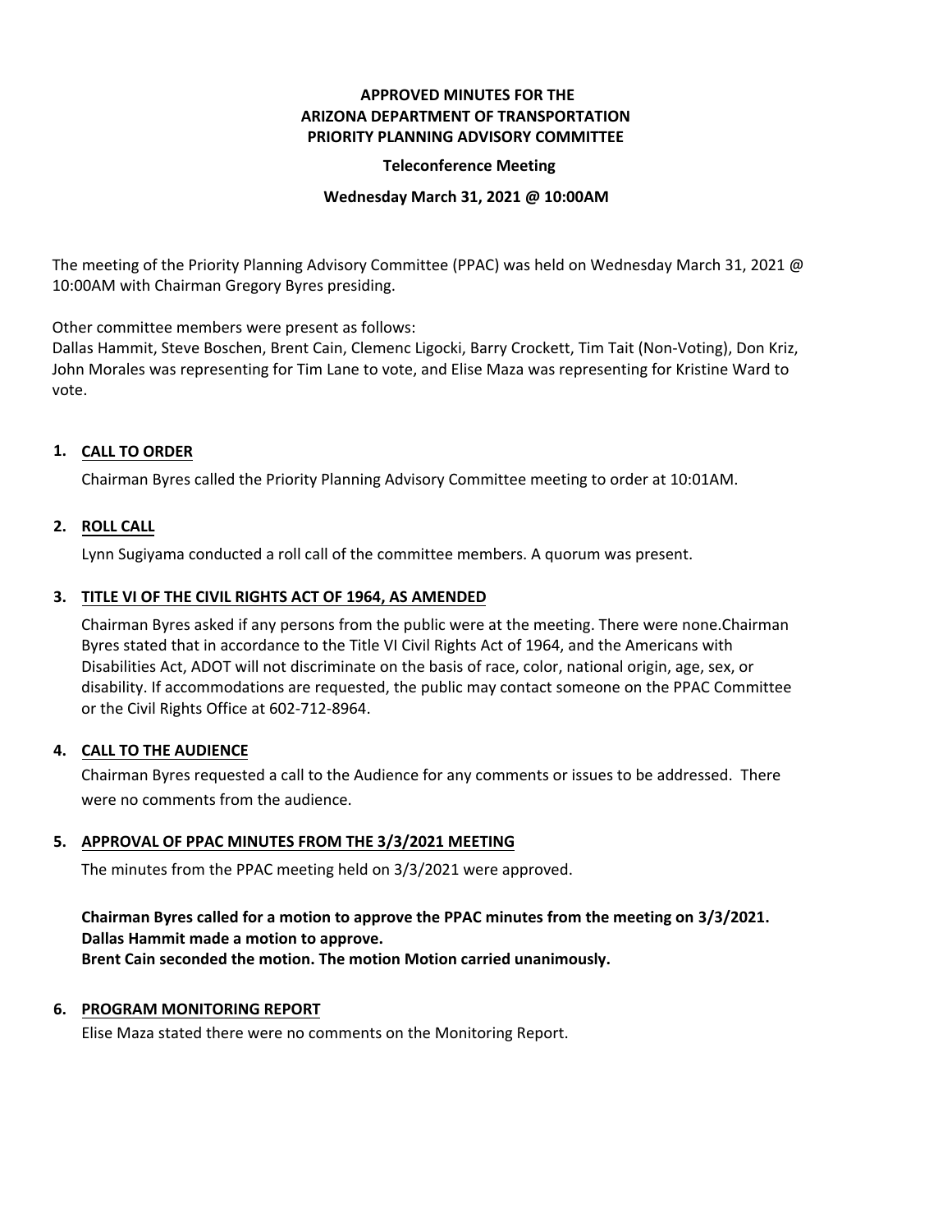**APPROVED MINUTES FOR THE**
**ARIZONA DEPARTMENT OF TRANSPORTATION**
**PRIORITY PLANNING ADVISORY COMMITTEE**

**Teleconference Meeting**

**Wednesday March 31, 2021 @ 10:00AM**

The meeting of the Priority Planning Advisory Committee (PPAC) was held on Wednesday March 31, 2021 @ 10:00AM with Chairman Gregory Byres presiding.

Other committee members were present as follows:
Dallas Hammit, Steve Boschen, Brent Cain, Clemenc Ligocki, Barry Crockett, Tim Tait (Non-Voting), Don Kriz, John Morales was representing for Tim Lane to vote, and Elise Maza was representing for Kristine Ward to vote.

## 1. CALL TO ORDER

Chairman Byres called the Priority Planning Advisory Committee meeting to order at 10:01AM.

## 2. ROLL CALL

Lynn Sugiyama conducted a roll call of the committee members. A quorum was present.

## 3. TITLE VI OF THE CIVIL RIGHTS ACT OF 1964, AS AMENDED

Chairman Byres asked if any persons from the public were at the meeting. There were none.Chairman Byres stated that in accordance to the Title VI Civil Rights Act of 1964, and the Americans with Disabilities Act, ADOT will not discriminate on the basis of race, color, national origin, age, sex, or disability. If accommodations are requested, the public may contact someone on the PPAC Committee or the Civil Rights Office at 602-712-8964.

## 4. CALL TO THE AUDIENCE

Chairman Byres requested a call to the Audience for any comments or issues to be addressed. There were no comments from the audience.

## 5. APPROVAL OF PPAC MINUTES FROM THE 3/3/2021 MEETING

The minutes from the PPAC meeting held on 3/3/2021 were approved.

**Chairman Byres called for a motion to approve the PPAC minutes from the meeting on 3/3/2021.**
**Dallas Hammit made a motion to approve.**
**Brent Cain seconded the motion. The motion Motion carried unanimously.**

## 6. PROGRAM MONITORING REPORT

Elise Maza stated there were no comments on the Monitoring Report.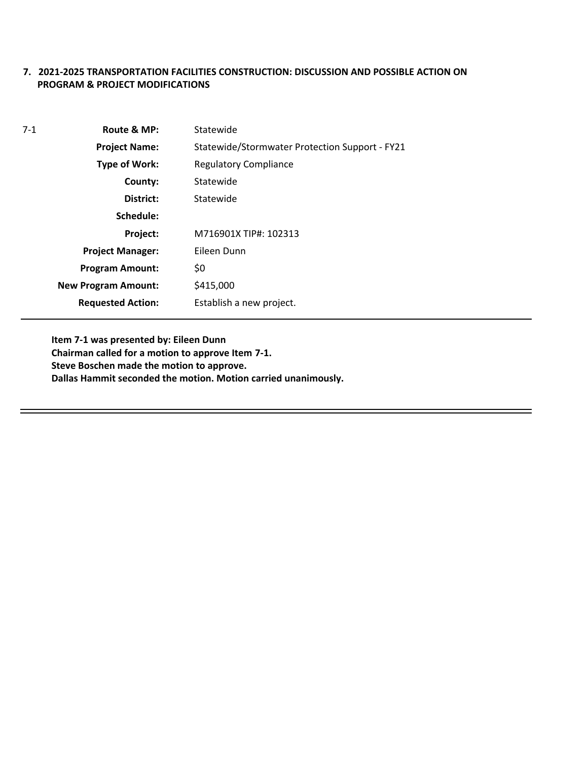**7. 2021-2025 TRANSPORTATION FACILITIES CONSTRUCTION: DISCUSSION AND POSSIBLE ACTION ON PROGRAM & PROJECT MODIFICATIONS**

| 7-1 | | |
|---|---|---|
| | **Route & MP:** | Statewide |
| | **Project Name:** | Statewide/Stormwater Protection Support - FY21 |
| | **Type of Work:** | Regulatory Compliance |
| | **County:** | Statewide |
| | **District:** | Statewide |
| | **Schedule:** | |
| | **Project:** | M716901X TIP#: 102313 |
| | **Project Manager:** | Eileen Dunn |
| | **Program Amount:** | $0 |
| | **New Program Amount:** | $415,000 |
| | **Requested Action:** | Establish a new project. |

**Item 7-1 was presented by: Eileen Dunn**
**Chairman called for a motion to approve Item 7-1.**
**Steve Boschen made the motion to approve.**
**Dallas Hammit seconded the motion. Motion carried unanimously.**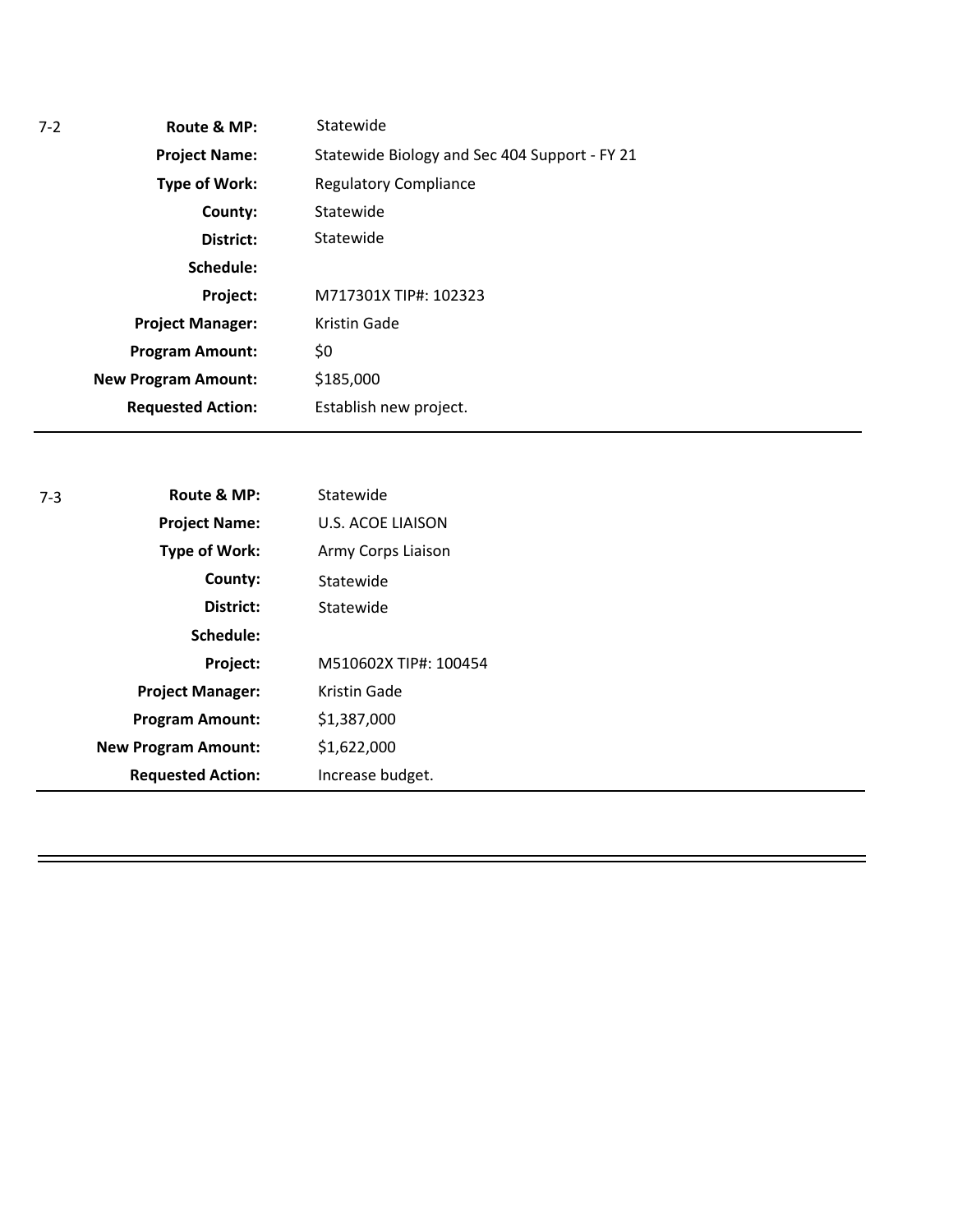7-2

| | |
|---|---|
| **Route & MP:** | Statewide |
| **Project Name:** | Statewide Biology and Sec 404 Support - FY 21 |
| **Type of Work:** | Regulatory Compliance |
| **County:** | Statewide |
| **District:** | Statewide |
| **Schedule:** | |
| **Project:** | M717301X TIP#: 102323 |
| **Project Manager:** | Kristin Gade |
| **Program Amount:** | $0 |
| **New Program Amount:** | $185,000 |
| **Requested Action:** | Establish new project. |

---

7-3

| | |
|---|---|
| **Route & MP:** | Statewide |
| **Project Name:** | U.S. ACOE LIAISON |
| **Type of Work:** | Army Corps Liaison |
| **County:** | Statewide |
| **District:** | Statewide |
| **Schedule:** | |
| **Project:** | M510602X TIP#: 100454 |
| **Project Manager:** | Kristin Gade |
| **Program Amount:** | $1,387,000 |
| **New Program Amount:** | $1,622,000 |
| **Requested Action:** | Increase budget. |

---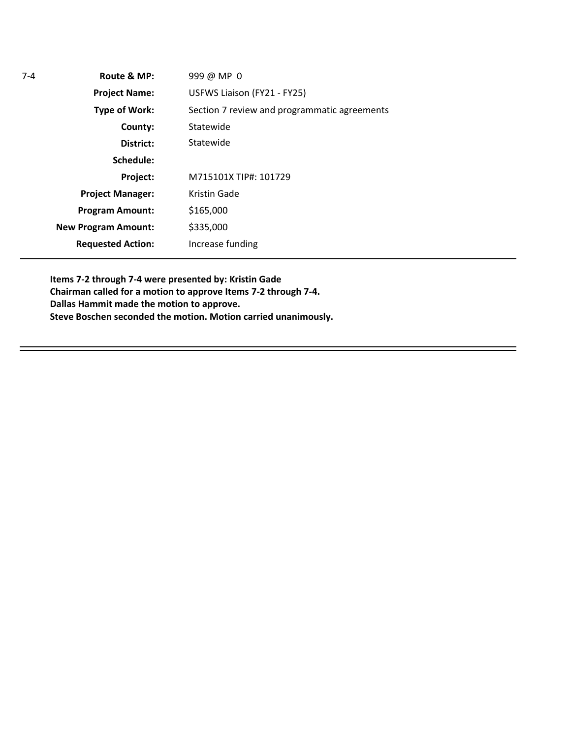7-4

| | |
|---|---|
| **Route & MP:** | 999 @ MP 0 |
| **Project Name:** | USFWS Liaison (FY21 - FY25) |
| **Type of Work:** | Section 7 review and programmatic agreements |
| **County:** | Statewide |
| **District:** | Statewide |
| **Schedule:** | |
| **Project:** | M715101X TIP#: 101729 |
| **Project Manager:** | Kristin Gade |
| **Program Amount:** | $165,000 |
| **New Program Amount:** | $335,000 |
| **Requested Action:** | Increase funding |

---

**Items 7-2 through 7-4 were presented by: Kristin Gade**
**Chairman called for a motion to approve Items 7-2 through 7-4.**
**Dallas Hammit made the motion to approve.**
**Steve Boschen seconded the motion. Motion carried unanimously.**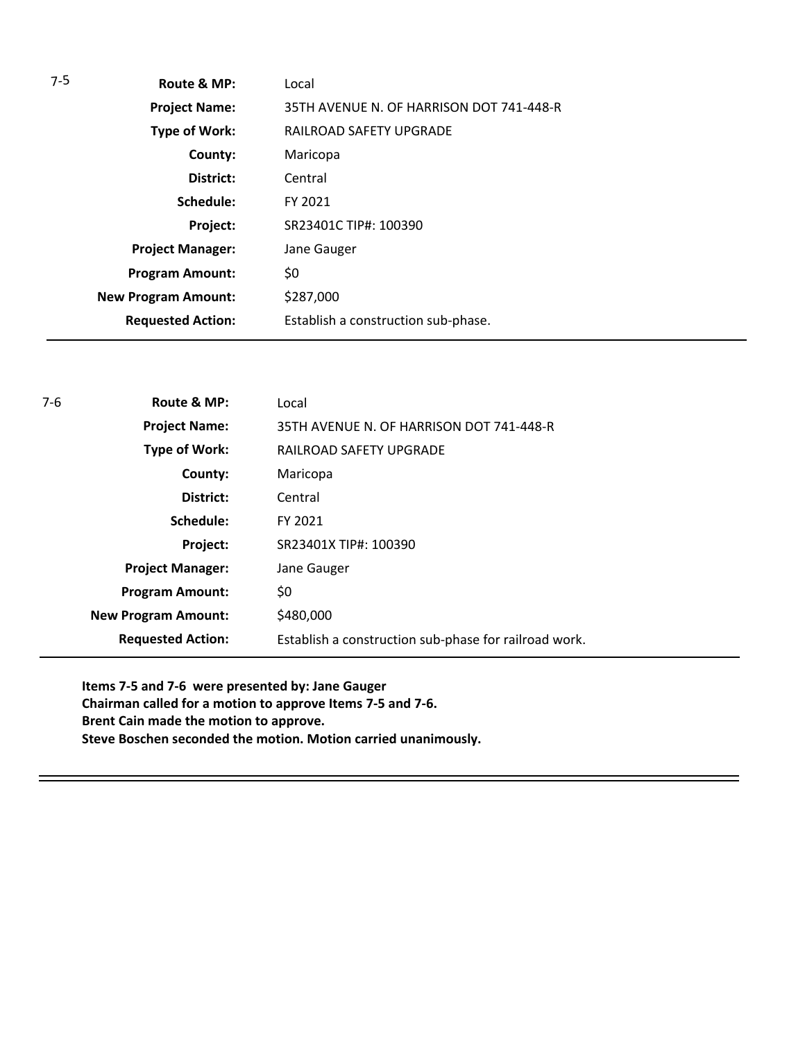7-5

| | |
|---|---|
| **Route & MP:** | Local |
| **Project Name:** | 35TH AVENUE N. OF HARRISON DOT 741-448-R |
| **Type of Work:** | RAILROAD SAFETY UPGRADE |
| **County:** | Maricopa |
| **District:** | Central |
| **Schedule:** | FY 2021 |
| **Project:** | SR23401C TIP#: 100390 |
| **Project Manager:** | Jane Gauger |
| **Program Amount:** | $0 |
| **New Program Amount:** | $287,000 |
| **Requested Action:** | Establish a construction sub-phase. |

---

7-6

| | |
|---|---|
| **Route & MP:** | Local |
| **Project Name:** | 35TH AVENUE N. OF HARRISON DOT 741-448-R |
| **Type of Work:** | RAILROAD SAFETY UPGRADE |
| **County:** | Maricopa |
| **District:** | Central |
| **Schedule:** | FY 2021 |
| **Project:** | SR23401X TIP#: 100390 |
| **Project Manager:** | Jane Gauger |
| **Program Amount:** | $0 |
| **New Program Amount:** | $480,000 |
| **Requested Action:** | Establish a construction sub-phase for railroad work. |

---

**Items 7-5 and 7-6 were presented by: Jane Gauger**
**Chairman called for a motion to approve Items 7-5 and 7-6.**
**Brent Cain made the motion to approve.**
**Steve Boschen seconded the motion. Motion carried unanimously.**

---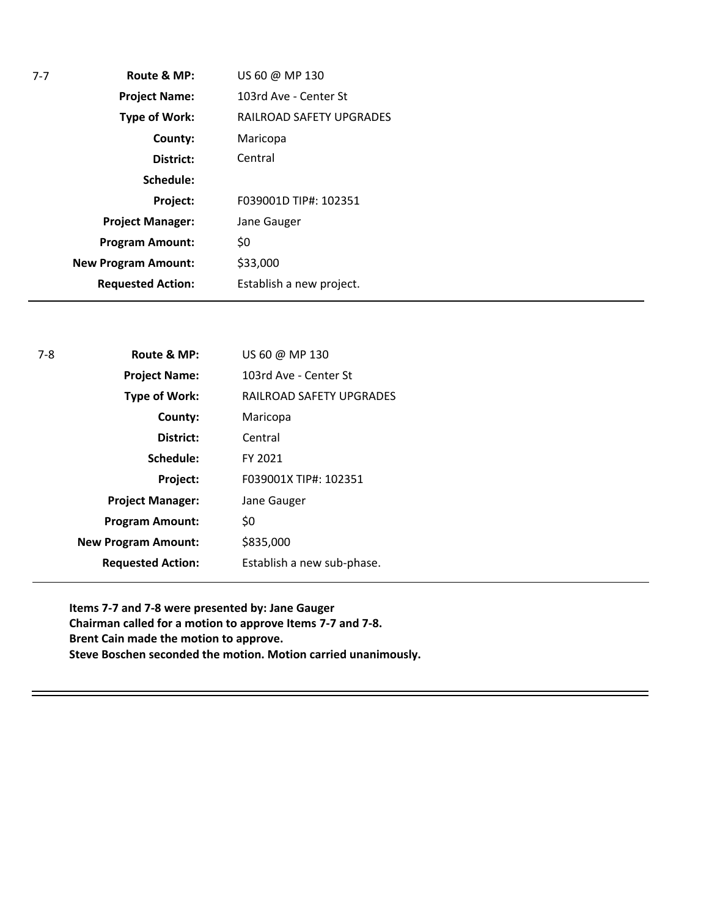| 7-7 | | |
|---|---|---|
| | **Route & MP:** | US 60 @ MP 130 |
| | **Project Name:** | 103rd Ave - Center St |
| | **Type of Work:** | RAILROAD SAFETY UPGRADES |
| | **County:** | Maricopa |
| | **District:** | Central |
| | **Schedule:** | |
| | **Project:** | F039001D TIP#: 102351 |
| | **Project Manager:** | Jane Gauger |
| | **Program Amount:** | $0 |
| | **New Program Amount:** | $33,000 |
| | **Requested Action:** | Establish a new project. |

---

| 7-8 | | |
|---|---|---|
| | **Route & MP:** | US 60 @ MP 130 |
| | **Project Name:** | 103rd Ave - Center St |
| | **Type of Work:** | RAILROAD SAFETY UPGRADES |
| | **County:** | Maricopa |
| | **District:** | Central |
| | **Schedule:** | FY 2021 |
| | **Project:** | F039001X TIP#: 102351 |
| | **Project Manager:** | Jane Gauger |
| | **Program Amount:** | $0 |
| | **New Program Amount:** | $835,000 |
| | **Requested Action:** | Establish a new sub-phase. |

---

**Items 7-7 and 7-8 were presented by: Jane Gauger**
**Chairman called for a motion to approve Items 7-7 and 7-8.**
**Brent Cain made the motion to approve.**
**Steve Boschen seconded the motion. Motion carried unanimously.**

---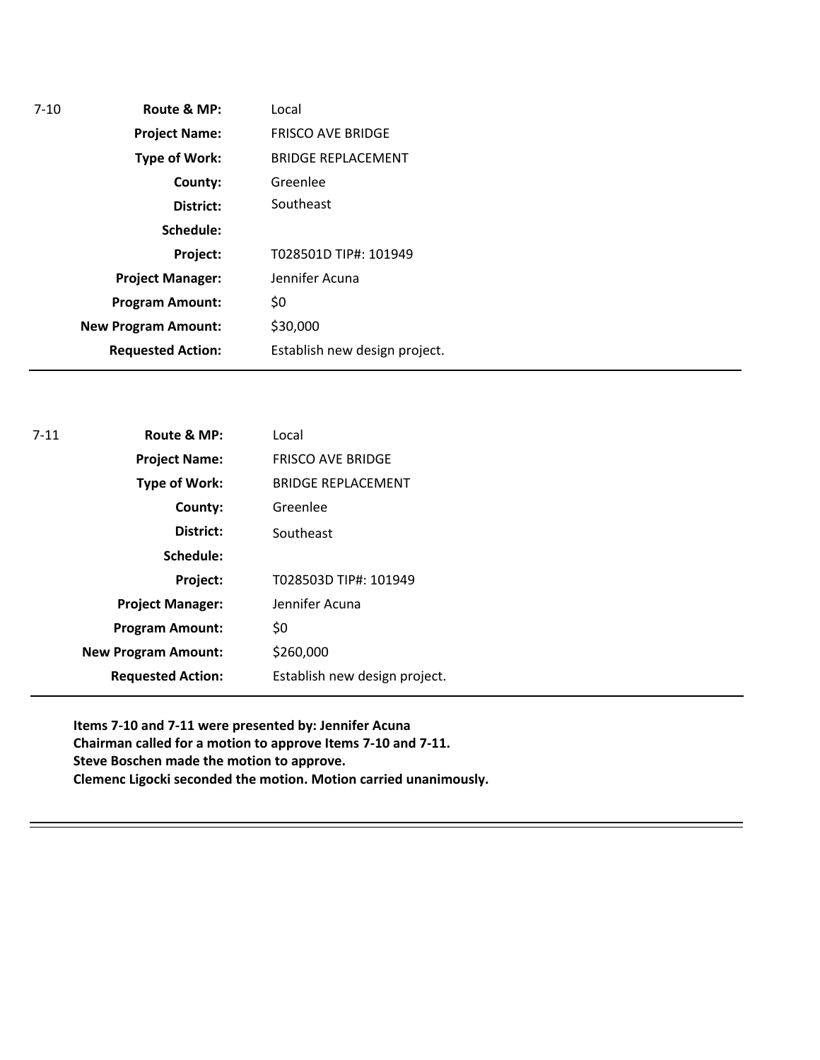| 7-10 | | |
|---|---|---|
| | **Route & MP:** | Local |
| | **Project Name:** | FRISCO AVE BRIDGE |
| | **Type of Work:** | BRIDGE REPLACEMENT |
| | **County:** | Greenlee |
| | **District:** | Southeast |
| | **Schedule:** | |
| | **Project:** | T028501D TIP#: 101949 |
| | **Project Manager:** | Jennifer Acuna |
| | **Program Amount:** | $0 |
| | **New Program Amount:** | $30,000 |
| | **Requested Action:** | Establish new design project. |

| 7-11 | | |
|---|---|---|
| | **Route & MP:** | Local |
| | **Project Name:** | FRISCO AVE BRIDGE |
| | **Type of Work:** | BRIDGE REPLACEMENT |
| | **County:** | Greenlee |
| | **District:** | Southeast |
| | **Schedule:** | |
| | **Project:** | T028503D TIP#: 101949 |
| | **Project Manager:** | Jennifer Acuna |
| | **Program Amount:** | $0 |
| | **New Program Amount:** | $260,000 |
| | **Requested Action:** | Establish new design project. |

**Items 7-10 and 7-11 were presented by: Jennifer Acuna**
**Chairman called for a motion to approve Items 7-10 and 7-11.**
**Steve Boschen made the motion to approve.**
**Clemenc Ligocki seconded the motion. Motion carried unanimously.**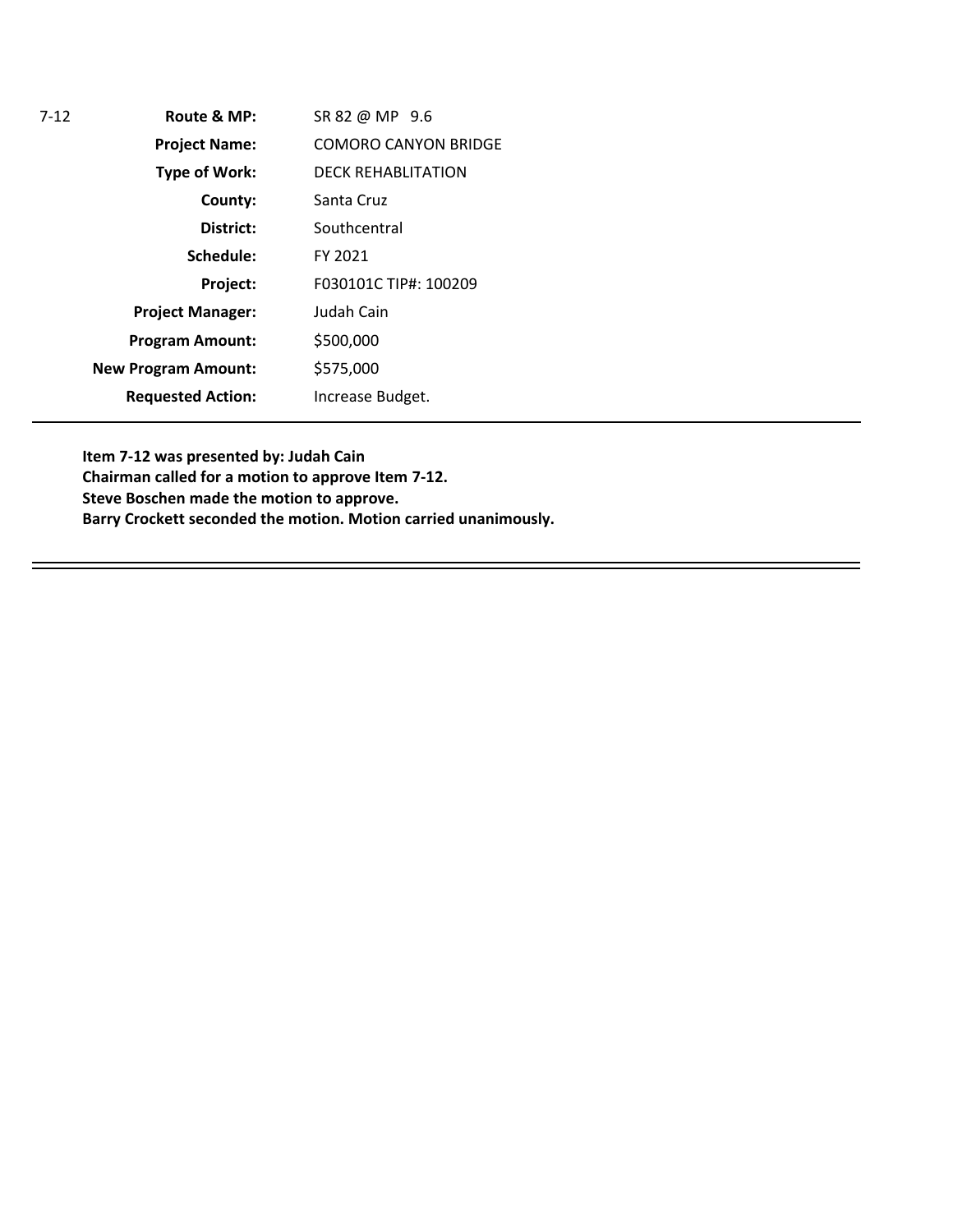| 7-12 | | |
|---|---|---|
| | **Route & MP:** | SR 82 @ MP 9.6 |
| | **Project Name:** | COMORO CANYON BRIDGE |
| | **Type of Work:** | DECK REHABLITATION |
| | **County:** | Santa Cruz |
| | **District:** | Southcentral |
| | **Schedule:** | FY 2021 |
| | **Project:** | F030101C TIP#: 100209 |
| | **Project Manager:** | Judah Cain |
| | **Program Amount:** | $500,000 |
| | **New Program Amount:** | $575,000 |
| | **Requested Action:** | Increase Budget. |

---

**Item 7-12 was presented by: Judah Cain**
**Chairman called for a motion to approve Item 7-12.**
**Steve Boschen made the motion to approve.**
**Barry Crockett seconded the motion. Motion carried unanimously.**

---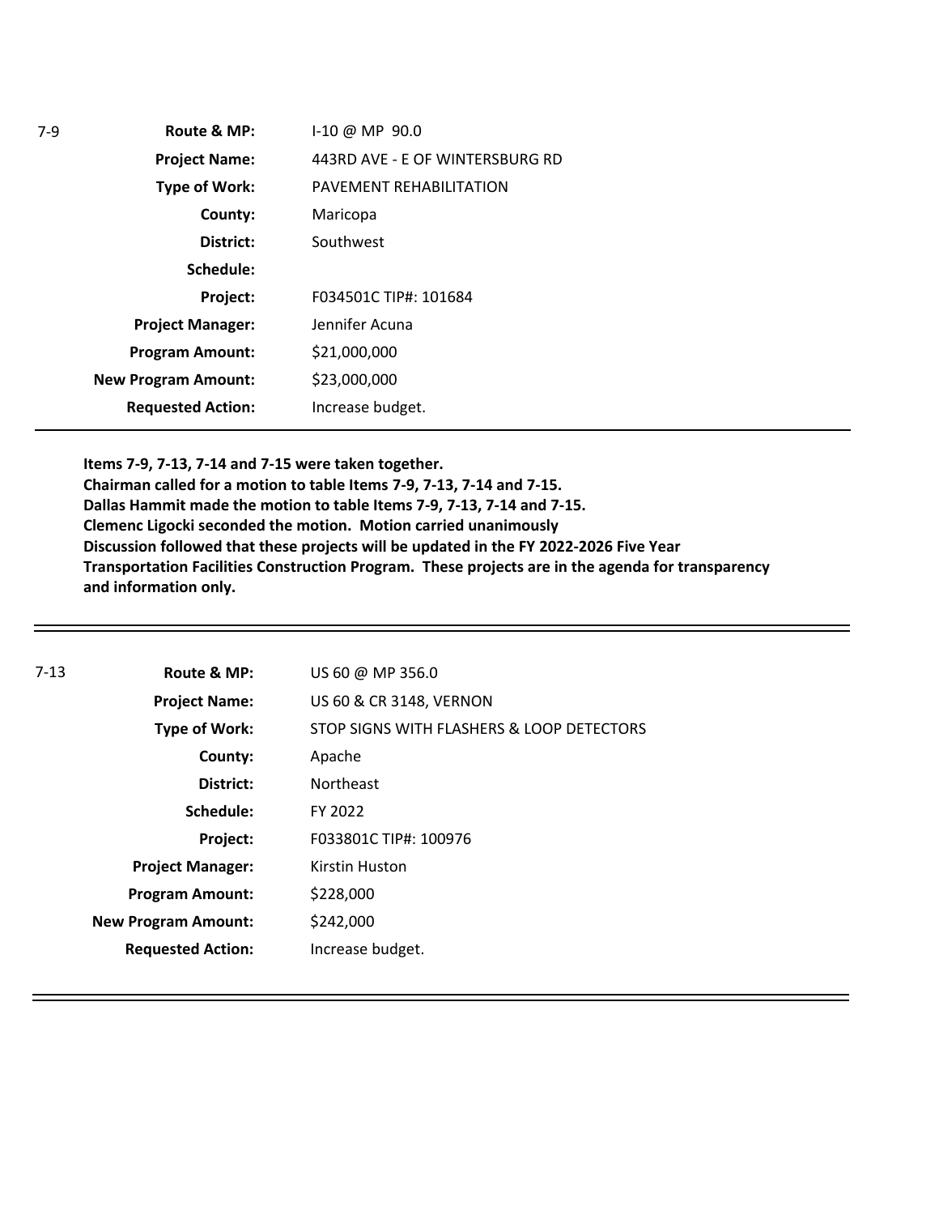| 7-9 | | |
|---|---|---|
| | **Route & MP:** | I-10 @ MP 90.0 |
| | **Project Name:** | 443RD AVE - E OF WINTERSBURG RD |
| | **Type of Work:** | PAVEMENT REHABILITATION |
| | **County:** | Maricopa |
| | **District:** | Southwest |
| | **Schedule:** | |
| | **Project:** | F034501C TIP#: 101684 |
| | **Project Manager:** | Jennifer Acuna |
| | **Program Amount:** | $21,000,000 |
| | **New Program Amount:** | $23,000,000 |
| | **Requested Action:** | Increase budget. |

**Items 7-9, 7-13, 7-14 and 7-15 were taken together.**
**Chairman called for a motion to table Items 7-9, 7-13, 7-14 and 7-15.**
**Dallas Hammit made the motion to table Items 7-9, 7-13, 7-14 and 7-15.**
**Clemenc Ligocki seconded the motion. Motion carried unanimously**
**Discussion followed that these projects will be updated in the FY 2022-2026 Five Year Transportation Facilities Construction Program. These projects are in the agenda for transparency and information only.**

---

| 7-13 | | |
|---|---|---|
| | **Route & MP:** | US 60 @ MP 356.0 |
| | **Project Name:** | US 60 & CR 3148, VERNON |
| | **Type of Work:** | STOP SIGNS WITH FLASHERS & LOOP DETECTORS |
| | **County:** | Apache |
| | **District:** | Northeast |
| | **Schedule:** | FY 2022 |
| | **Project:** | F033801C TIP#: 100976 |
| | **Project Manager:** | Kirstin Huston |
| | **Program Amount:** | $228,000 |
| | **New Program Amount:** | $242,000 |
| | **Requested Action:** | Increase budget. |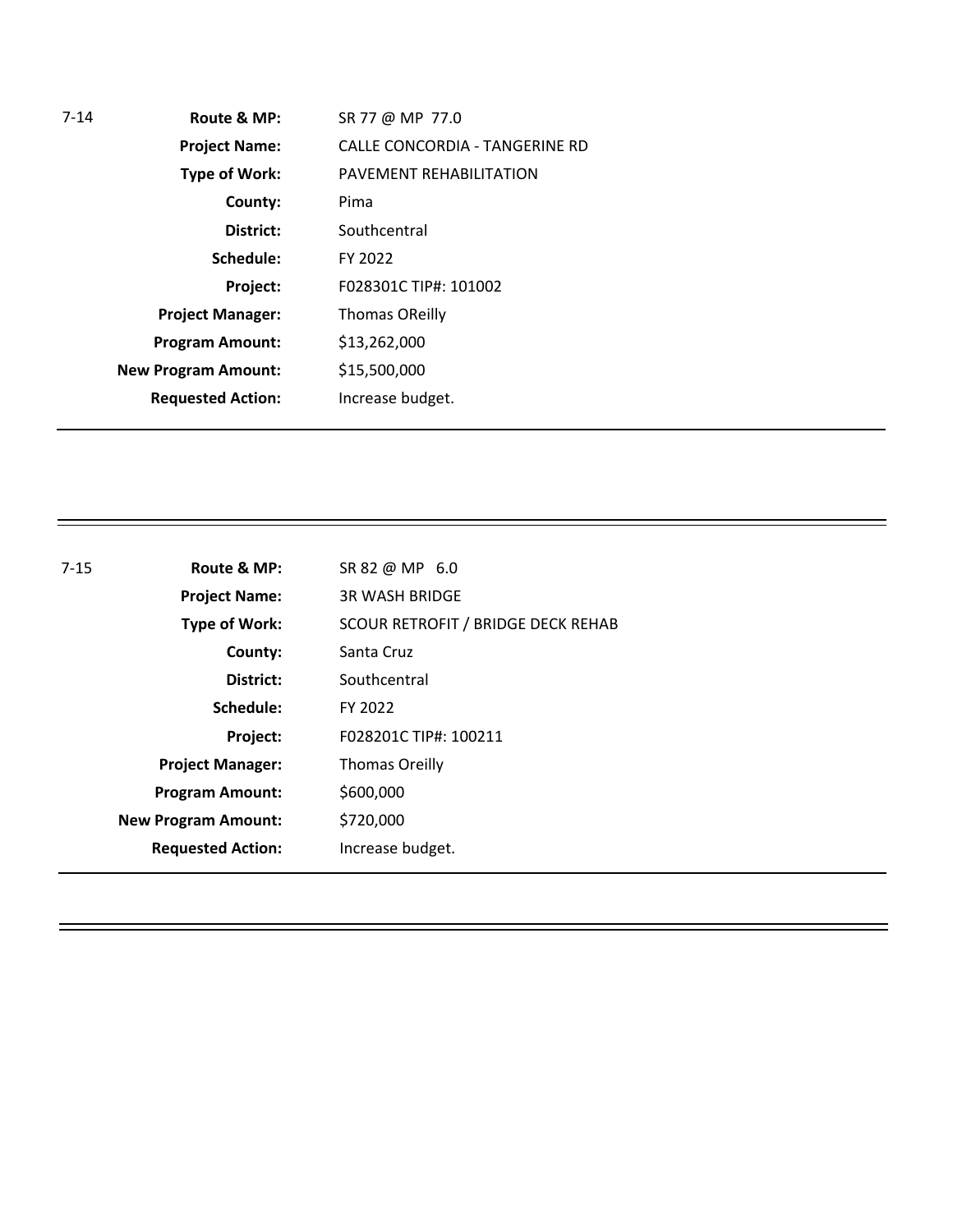7-14

| | |
|---|---|
| **Route & MP:** | SR 77 @ MP 77.0 |
| **Project Name:** | CALLE CONCORDIA - TANGERINE RD |
| **Type of Work:** | PAVEMENT REHABILITATION |
| **County:** | Pima |
| **District:** | Southcentral |
| **Schedule:** | FY 2022 |
| **Project:** | F028301C TIP#: 101002 |
| **Project Manager:** | Thomas OReilly |
| **Program Amount:** | $13,262,000 |
| **New Program Amount:** | $15,500,000 |
| **Requested Action:** | Increase budget. |

---

7-15

| | |
|---|---|
| **Route & MP:** | SR 82 @ MP 6.0 |
| **Project Name:** | 3R WASH BRIDGE |
| **Type of Work:** | SCOUR RETROFIT / BRIDGE DECK REHAB |
| **County:** | Santa Cruz |
| **District:** | Southcentral |
| **Schedule:** | FY 2022 |
| **Project:** | F028201C TIP#: 100211 |
| **Project Manager:** | Thomas Oreilly |
| **Program Amount:** | $600,000 |
| **New Program Amount:** | $720,000 |
| **Requested Action:** | Increase budget. |

---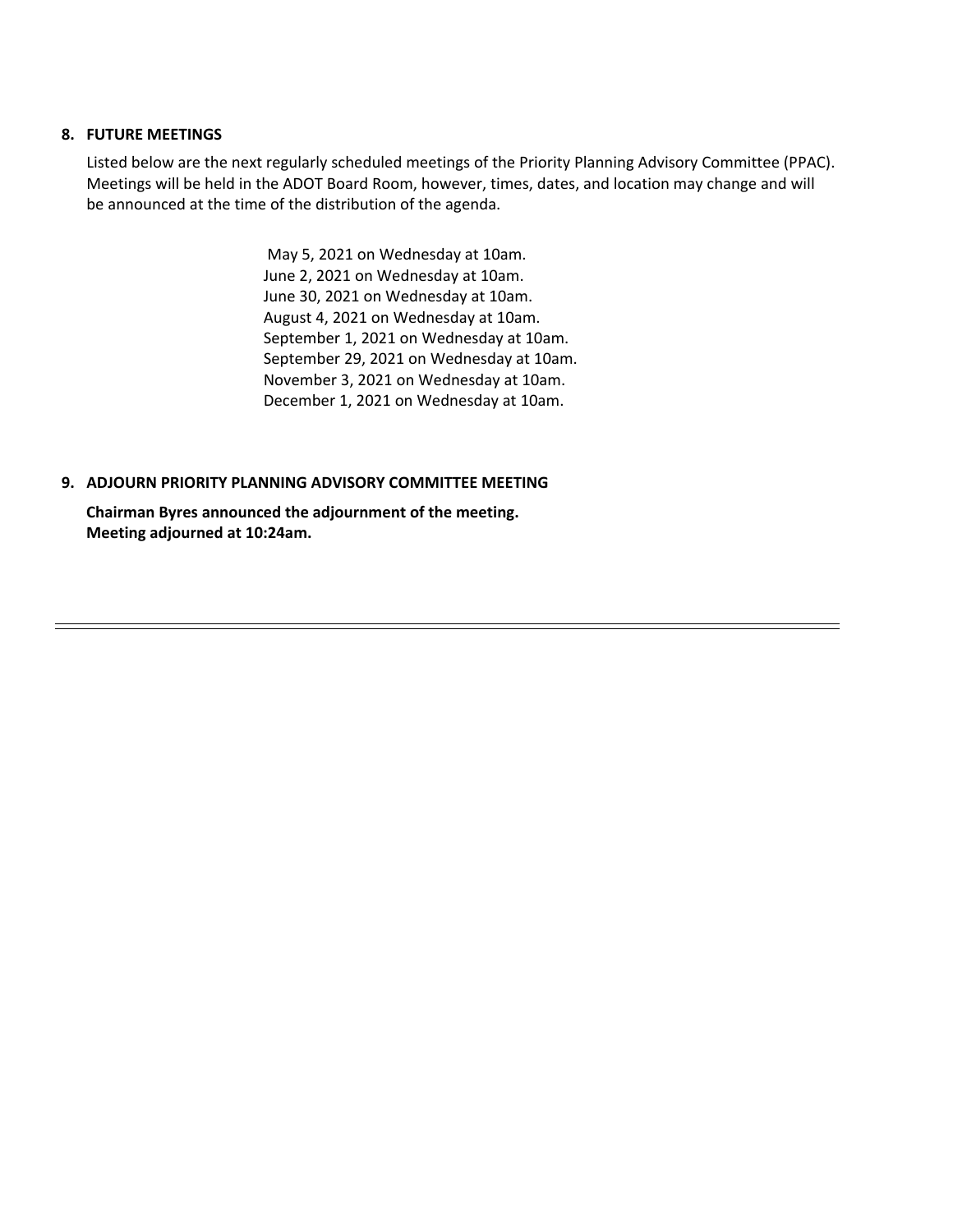## 8. FUTURE MEETINGS

Listed below are the next regularly scheduled meetings of the Priority Planning Advisory Committee (PPAC). Meetings will be held in the ADOT Board Room, however, times, dates, and location may change and will be announced at the time of the distribution of the agenda.

May 5, 2021 on Wednesday at 10am.
June 2, 2021 on Wednesday at 10am.
June 30, 2021 on Wednesday at 10am.
August 4, 2021 on Wednesday at 10am.
September 1, 2021 on Wednesday at 10am.
September 29, 2021 on Wednesday at 10am.
November 3, 2021 on Wednesday at 10am.
December 1, 2021 on Wednesday at 10am.

## 9. ADJOURN PRIORITY PLANNING ADVISORY COMMITTEE MEETING

**Chairman Byres announced the adjournment of the meeting.**
**Meeting adjourned at 10:24am.**